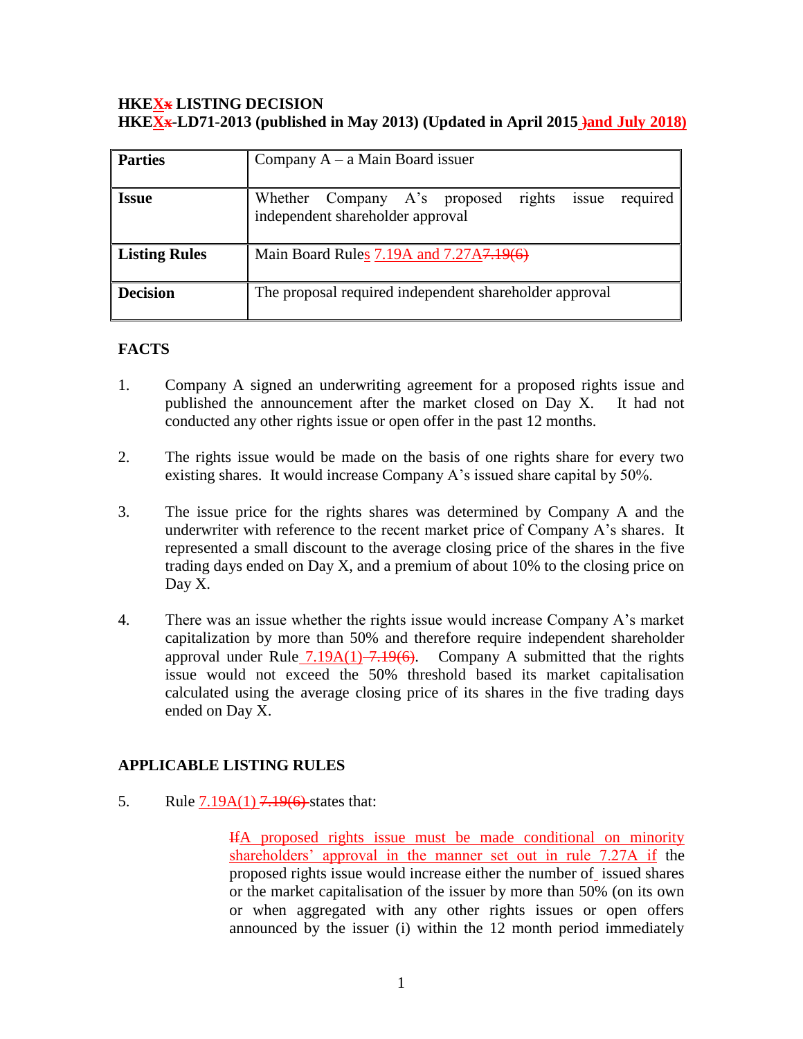**HKEX~~x~~ LISTING DECISION**
**HKEX~~x~~-LD71-2013 (published in May 2013) (Updated in April 2015 ~~)~~and July 2018)**

| **Parties** | Company A – a Main Board issuer |
|---|---|
| **Issue** | Whether Company A's proposed rights issue required independent shareholder approval |
| **Listing Rules** | Main Board Rules 7.19A and 7.27A~~7.19(6)~~ |
| **Decision** | The proposal required independent shareholder approval |

**FACTS**

1. Company A signed an underwriting agreement for a proposed rights issue and published the announcement after the market closed on Day X. It had not conducted any other rights issue or open offer in the past 12 months.

2. The rights issue would be made on the basis of one rights share for every two existing shares. It would increase Company A's issued share capital by 50%.

3. The issue price for the rights shares was determined by Company A and the underwriter with reference to the recent market price of Company A's shares. It represented a small discount to the average closing price of the shares in the five trading days ended on Day X, and a premium of about 10% to the closing price on Day X.

4. There was an issue whether the rights issue would increase Company A's market capitalization by more than 50% and therefore require independent shareholder approval under Rule 7.19A(1) ~~7.19(6)~~. Company A submitted that the rights issue would not exceed the 50% threshold based its market capitalisation calculated using the average closing price of its shares in the five trading days ended on Day X.

**APPLICABLE LISTING RULES**

5. Rule 7.19A(1) ~~7.19(6)~~ states that:

> ~~If~~A proposed rights issue must be made conditional on minority shareholders' approval in the manner set out in rule 7.27A if the proposed rights issue would increase either the number of issued shares or the market capitalisation of the issuer by more than 50% (on its own or when aggregated with any other rights issues or open offers announced by the issuer (i) within the 12 month period immediately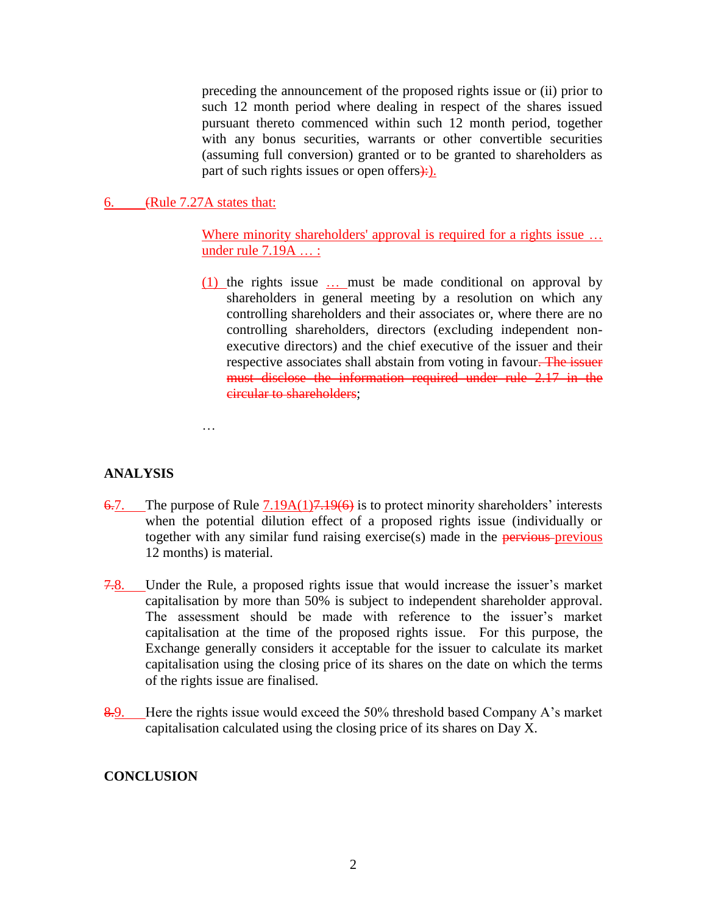preceding the announcement of the proposed rights issue or (ii) prior to such 12 month period where dealing in respect of the shares issued pursuant thereto commenced within such 12 month period, together with any bonus securities, warrants or other convertible securities (assuming full conversion) granted or to be granted to shareholders as part of such rights issues or open offers);).

6. (Rule 7.27A states that:

> Where minority shareholders' approval is required for a rights issue … under rule 7.19A … :
>
> (1) the rights issue … must be made conditional on approval by shareholders in general meeting by a resolution on which any controlling shareholders and their associates or, where there are no controlling shareholders, directors (excluding independent non-executive directors) and the chief executive of the issuer and their respective associates shall abstain from voting in favour. ~~The issuer must disclose the information required under rule 2.17 in the circular to shareholders~~;
>
> …

## ANALYSIS

~~6.~~7. The purpose of Rule 7.19A(1)~~7.19(6)~~ is to protect minority shareholders' interests when the potential dilution effect of a proposed rights issue (individually or together with any similar fund raising exercise(s) made in the ~~pervious~~ previous 12 months) is material.

~~7.~~8. Under the Rule, a proposed rights issue that would increase the issuer's market capitalisation by more than 50% is subject to independent shareholder approval. The assessment should be made with reference to the issuer's market capitalisation at the time of the proposed rights issue. For this purpose, the Exchange generally considers it acceptable for the issuer to calculate its market capitalisation using the closing price of its shares on the date on which the terms of the rights issue are finalised.

~~8.~~9. Here the rights issue would exceed the 50% threshold based Company A's market capitalisation calculated using the closing price of its shares on Day X.

## CONCLUSION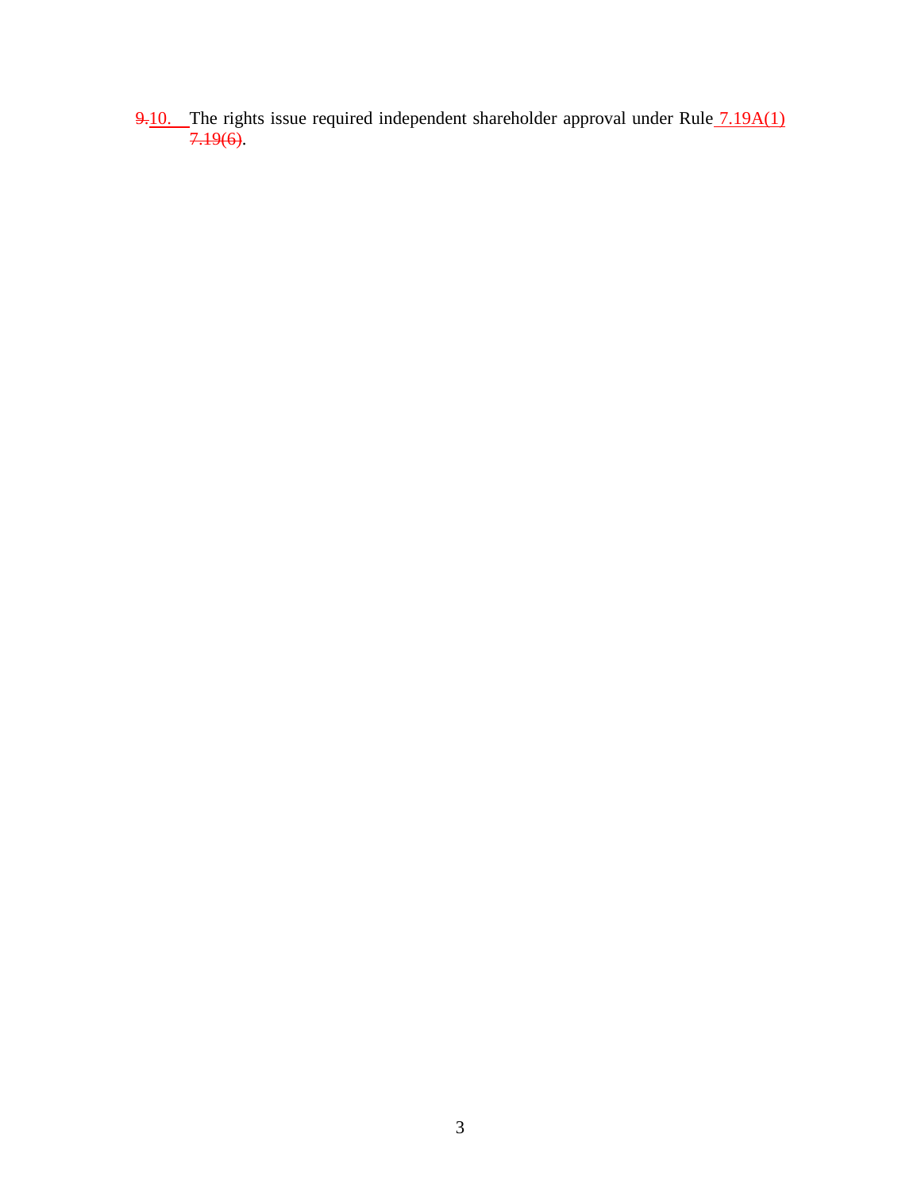~~9.~~10. The rights issue required independent shareholder approval under Rule 7.19A(1) ~~7.19(6)~~.